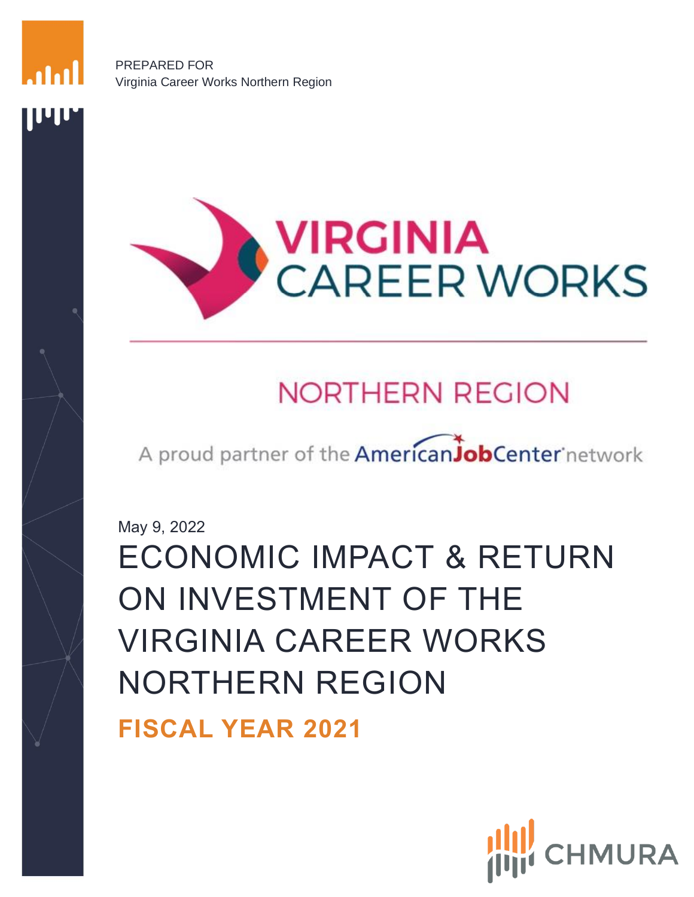PREPARED FOR
Virginia Career Works Northern Region

VIRGINIA
CAREER WORKS

NORTHERN REGION

A proud partner of the AmericanJobCenter network

May 9, 2022

# ECONOMIC IMPACT & RETURN ON INVESTMENT OF THE VIRGINIA CAREER WORKS NORTHERN REGION

## FISCAL YEAR 2021

CHMURA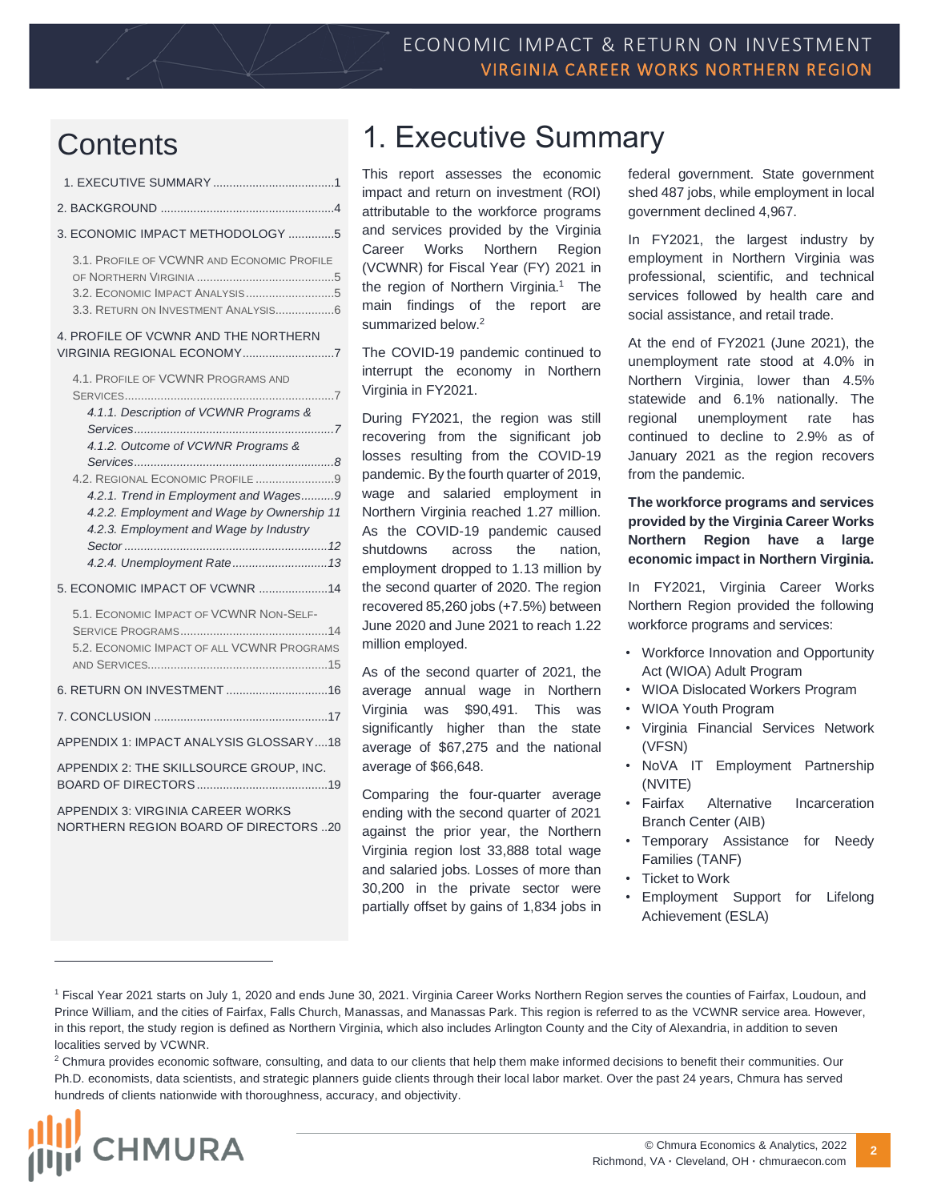# Contents

1. EXECUTIVE SUMMARY ....................................1
2. BACKGROUND ....................................................4
3. ECONOMIC IMPACT METHODOLOGY ..............5
   - 3.1. PROFILE OF VCWNR AND ECONOMIC PROFILE OF NORTHERN VIRGINIA ..........................................5
   - 3.2. ECONOMIC IMPACT ANALYSIS ...........................5
   - 3.3. RETURN ON INVESTMENT ANALYSIS..................6
4. PROFILE OF VCWNR AND THE NORTHERN VIRGINIA REGIONAL ECONOMY............................7
   - 4.1. PROFILE OF VCWNR PROGRAMS AND SERVICES..................................................................7
     - *4.1.1. Description of VCWNR Programs & Services..............................................................7*
     - *4.1.2. Outcome of VCWNR Programs & Services..............................................................8*
   - 4.2. REGIONAL ECONOMIC PROFILE ........................9
     - *4.2.1. Trend in Employment and Wages..........9*
     - *4.2.2. Employment and Wage by Ownership 11*
     - *4.2.3. Employment and Wage by Industry Sector ..............................................................12*
     - *4.2.4. Unemployment Rate.............................13*
5. ECONOMIC IMPACT OF VCWNR .....................14
   - 5.1. ECONOMIC IMPACT OF VCWNR NON-SELF-SERVICE PROGRAMS.............................................14
   - 5.2. ECONOMIC IMPACT OF ALL VCWNR PROGRAMS AND SERVICES......................................................15
6. RETURN ON INVESTMENT ...............................16
7. CONCLUSION ....................................................17

APPENDIX 1: IMPACT ANALYSIS GLOSSARY....18

APPENDIX 2: THE SKILLSOURCE GROUP, INC. BOARD OF DIRECTORS.......................................19

APPENDIX 3: VIRGINIA CAREER WORKS NORTHERN REGION BOARD OF DIRECTORS ..20

# 1. Executive Summary

This report assesses the economic impact and return on investment (ROI) attributable to the workforce programs and services provided by the Virginia Career Works Northern Region (VCWNR) for Fiscal Year (FY) 2021 in the region of Northern Virginia.[1] The main findings of the report are summarized below.[2]

The COVID-19 pandemic continued to interrupt the economy in Northern Virginia in FY2021.

During FY2021, the region was still recovering from the significant job losses resulting from the COVID-19 pandemic. By the fourth quarter of 2019, wage and salaried employment in Northern Virginia reached 1.27 million. As the COVID-19 pandemic caused shutdowns across the nation, employment dropped to 1.13 million by the second quarter of 2020. The region recovered 85,260 jobs (+7.5%) between June 2020 and June 2021 to reach 1.22 million employed.

As of the second quarter of 2021, the average annual wage in Northern Virginia was $90,491. This was significantly higher than the state average of $67,275 and the national average of $66,648.

Comparing the four-quarter average ending with the second quarter of 2021 against the prior year, the Northern Virginia region lost 33,888 total wage and salaried jobs. Losses of more than 30,200 in the private sector were partially offset by gains of 1,834 jobs in federal government. State government shed 487 jobs, while employment in local government declined 4,967.

In FY2021, the largest industry by employment in Northern Virginia was professional, scientific, and technical services followed by health care and social assistance, and retail trade.

At the end of FY2021 (June 2021), the unemployment rate stood at 4.0% in Northern Virginia, lower than 4.5% statewide and 6.1% nationally. The regional unemployment rate has continued to decline to 2.9% as of January 2021 as the region recovers from the pandemic.

**The workforce programs and services provided by the Virginia Career Works Northern Region have a large economic impact in Northern Virginia.**

In FY2021, Virginia Career Works Northern Region provided the following workforce programs and services:

- Workforce Innovation and Opportunity Act (WIOA) Adult Program
- WIOA Dislocated Workers Program
- WIOA Youth Program
- Virginia Financial Services Network (VFSN)
- NoVA IT Employment Partnership (NVITE)
- Fairfax Alternative Incarceration Branch Center (AIB)
- Temporary Assistance for Needy Families (TANF)
- Ticket to Work
- Employment Support for Lifelong Achievement (ESLA)

---

[1] Fiscal Year 2021 starts on July 1, 2020 and ends June 30, 2021. Virginia Career Works Northern Region serves the counties of Fairfax, Loudoun, and Prince William, and the cities of Fairfax, Falls Church, Manassas, and Manassas Park. This region is referred to as the VCWNR service area. However, in this report, the study region is defined as Northern Virginia, which also includes Arlington County and the City of Alexandria, in addition to seven localities served by VCWNR.

[2] Chmura provides economic software, consulting, and data to our clients that help them make informed decisions to benefit their communities. Our Ph.D. economists, data scientists, and strategic planners guide clients through their local labor market. Over the past 24 years, Chmura has served hundreds of clients nationwide with thoroughness, accuracy, and objectivity.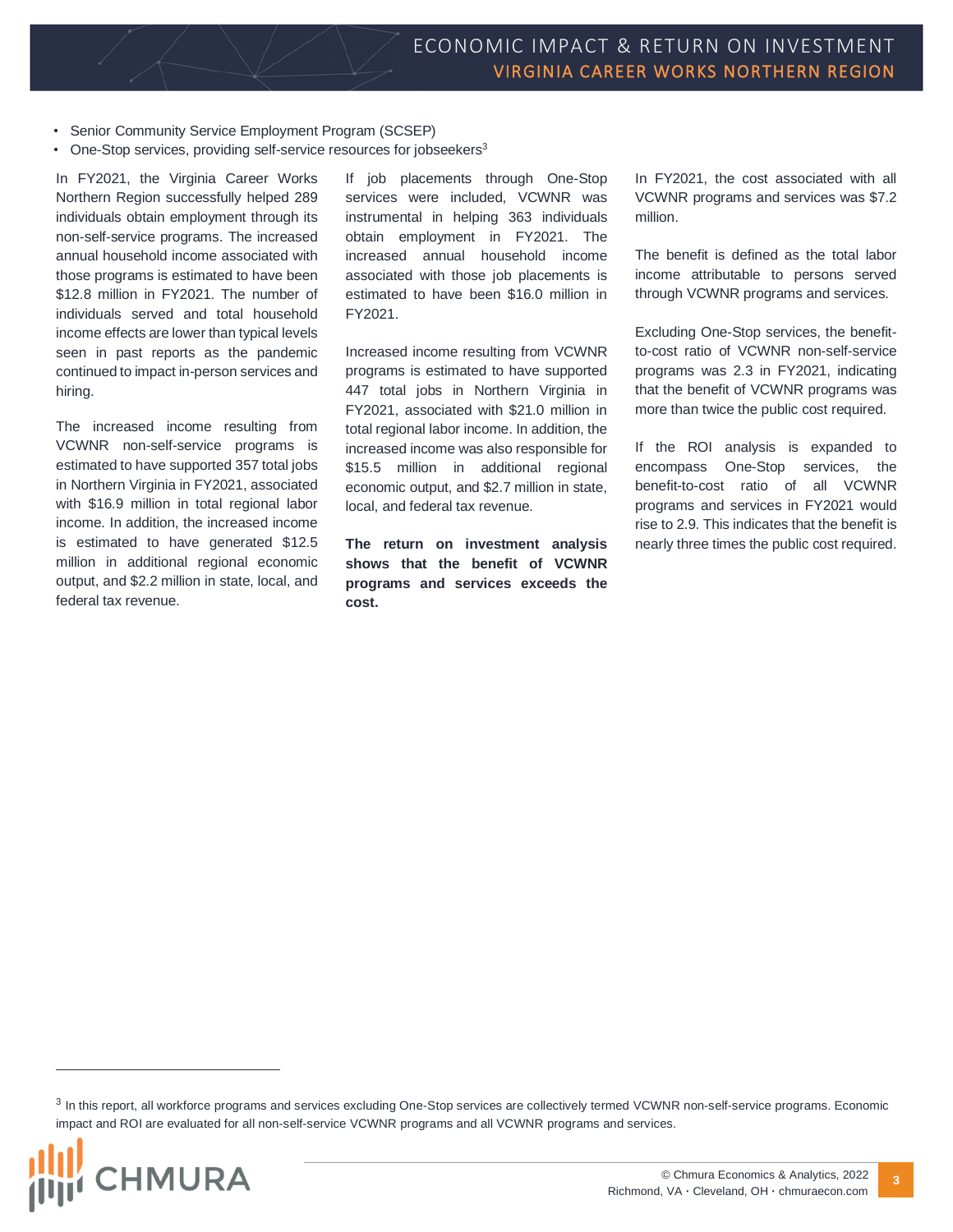- Senior Community Service Employment Program (SCSEP)
- One-Stop services, providing self-service resources for jobseekers[3]

In FY2021, the Virginia Career Works Northern Region successfully helped 289 individuals obtain employment through its non-self-service programs. The increased annual household income associated with those programs is estimated to have been $12.8 million in FY2021. The number of individuals served and total household income effects are lower than typical levels seen in past reports as the pandemic continued to impact in-person services and hiring.

The increased income resulting from VCWNR non-self-service programs is estimated to have supported 357 total jobs in Northern Virginia in FY2021, associated with $16.9 million in total regional labor income. In addition, the increased income is estimated to have generated $12.5 million in additional regional economic output, and $2.2 million in state, local, and federal tax revenue.

If job placements through One-Stop services were included, VCWNR was instrumental in helping 363 individuals obtain employment in FY2021. The increased annual household income associated with those job placements is estimated to have been $16.0 million in FY2021.

Increased income resulting from VCWNR programs is estimated to have supported 447 total jobs in Northern Virginia in FY2021, associated with $21.0 million in total regional labor income. In addition, the increased income was also responsible for $15.5 million in additional regional economic output, and $2.7 million in state, local, and federal tax revenue.

**The return on investment analysis shows that the benefit of VCWNR programs and services exceeds the cost.**

In FY2021, the cost associated with all VCWNR programs and services was $7.2 million.

The benefit is defined as the total labor income attributable to persons served through VCWNR programs and services.

Excluding One-Stop services, the benefit-to-cost ratio of VCWNR non-self-service programs was 2.3 in FY2021, indicating that the benefit of VCWNR programs was more than twice the public cost required.

If the ROI analysis is expanded to encompass One-Stop services, the benefit-to-cost ratio of all VCWNR programs and services in FY2021 would rise to 2.9. This indicates that the benefit is nearly three times the public cost required.

[3] In this report, all workforce programs and services excluding One-Stop services are collectively termed VCWNR non-self-service programs. Economic impact and ROI are evaluated for all non-self-service VCWNR programs and all VCWNR programs and services.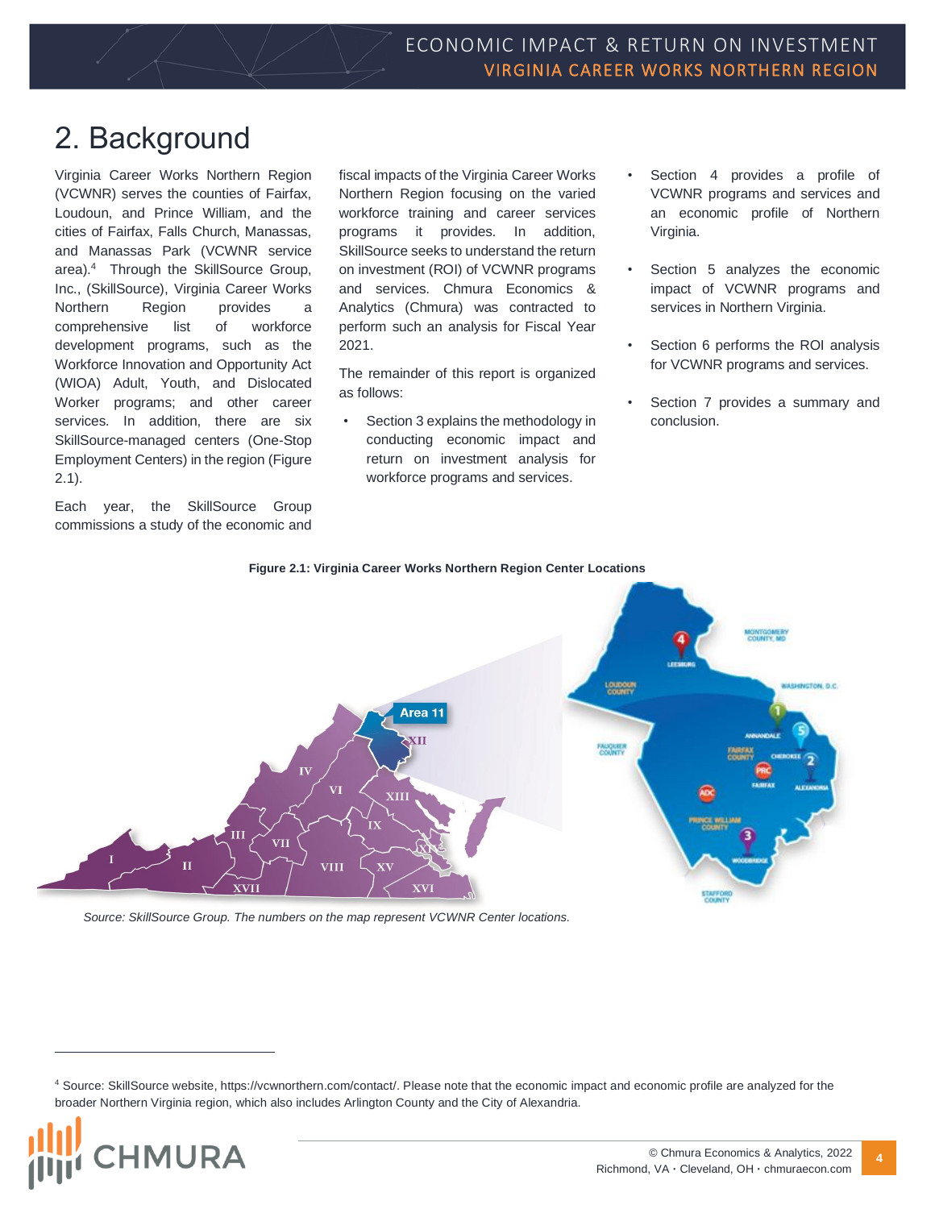# 2. Background

Virginia Career Works Northern Region (VCWNR) serves the counties of Fairfax, Loudoun, and Prince William, and the cities of Fairfax, Falls Church, Manassas, and Manassas Park (VCWNR service area).[4] Through the SkillSource Group, Inc., (SkillSource), Virginia Career Works Northern Region provides a comprehensive list of workforce development programs, such as the Workforce Innovation and Opportunity Act (WIOA) Adult, Youth, and Dislocated Worker programs; and other career services. In addition, there are six SkillSource-managed centers (One-Stop Employment Centers) in the region (Figure 2.1).

Each year, the SkillSource Group commissions a study of the economic and fiscal impacts of the Virginia Career Works Northern Region focusing on the varied workforce training and career services programs it provides. In addition, SkillSource seeks to understand the return on investment (ROI) of VCWNR programs and services. Chmura Economics & Analytics (Chmura) was contracted to perform such an analysis for Fiscal Year 2021.

The remainder of this report is organized as follows:

- Section 3 explains the methodology in conducting economic impact and return on investment analysis for workforce programs and services.
- Section 4 provides a profile of VCWNR programs and services and an economic profile of Northern Virginia.
- Section 5 analyzes the economic impact of VCWNR programs and services in Northern Virginia.
- Section 6 performs the ROI analysis for VCWNR programs and services.
- Section 7 provides a summary and conclusion.

**Figure 2.1: Virginia Career Works Northern Region Center Locations**

*Source: SkillSource Group. The numbers on the map represent VCWNR Center locations.*

[4] Source: SkillSource website, https://vcwnorthern.com/contact/. Please note that the economic impact and economic profile are analyzed for the broader Northern Virginia region, which also includes Arlington County and the City of Alexandria.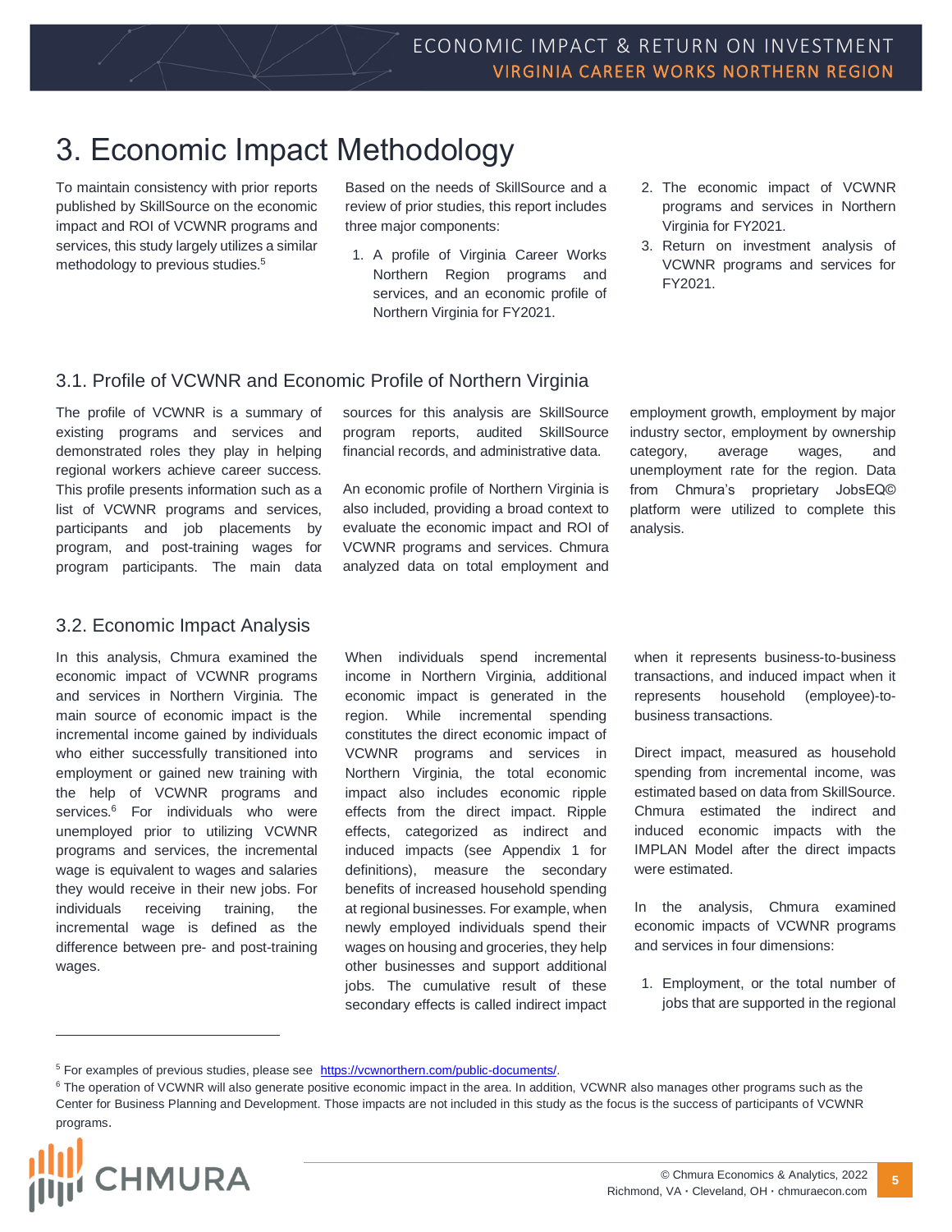# 3. Economic Impact Methodology

To maintain consistency with prior reports published by SkillSource on the economic impact and ROI of VCWNR programs and services, this study largely utilizes a similar methodology to previous studies.[5]

Based on the needs of SkillSource and a review of prior studies, this report includes three major components:

1. A profile of Virginia Career Works Northern Region programs and services, and an economic profile of Northern Virginia for FY2021.
2. The economic impact of VCWNR programs and services in Northern Virginia for FY2021.
3. Return on investment analysis of VCWNR programs and services for FY2021.

## 3.1. Profile of VCWNR and Economic Profile of Northern Virginia

The profile of VCWNR is a summary of existing programs and services and demonstrated roles they play in helping regional workers achieve career success. This profile presents information such as a list of VCWNR programs and services, participants and job placements by program, and post-training wages for program participants. The main data sources for this analysis are SkillSource program reports, audited SkillSource financial records, and administrative data.

An economic profile of Northern Virginia is also included, providing a broad context to evaluate the economic impact and ROI of VCWNR programs and services. Chmura analyzed data on total employment and employment growth, employment by major industry sector, employment by ownership category, average wages, and unemployment rate for the region. Data from Chmura's proprietary JobsEQ© platform were utilized to complete this analysis.

## 3.2. Economic Impact Analysis

In this analysis, Chmura examined the economic impact of VCWNR programs and services in Northern Virginia. The main source of economic impact is the incremental income gained by individuals who either successfully transitioned into employment or gained new training with the help of VCWNR programs and services.[6] For individuals who were unemployed prior to utilizing VCWNR programs and services, the incremental wage is equivalent to wages and salaries they would receive in their new jobs. For individuals receiving training, the incremental wage is defined as the difference between pre- and post-training wages.

When individuals spend incremental income in Northern Virginia, additional economic impact is generated in the region. While incremental spending constitutes the direct economic impact of VCWNR programs and services in Northern Virginia, the total economic impact also includes economic ripple effects from the direct impact. Ripple effects, categorized as indirect and induced impacts (see Appendix 1 for definitions), measure the secondary benefits of increased household spending at regional businesses. For example, when newly employed individuals spend their wages on housing and groceries, they help other businesses and support additional jobs. The cumulative result of these secondary effects is called indirect impact when it represents business-to-business transactions, and induced impact when it represents household (employee)-to-business transactions.

Direct impact, measured as household spending from incremental income, was estimated based on data from SkillSource. Chmura estimated the indirect and induced economic impacts with the IMPLAN Model after the direct impacts were estimated.

In the analysis, Chmura examined economic impacts of VCWNR programs and services in four dimensions:

1. Employment, or the total number of jobs that are supported in the regional

---

[5] For examples of previous studies, please see https://vcwnorthern.com/public-documents/.

[6] The operation of VCWNR will also generate positive economic impact in the area. In addition, VCWNR also manages other programs such as the Center for Business Planning and Development. Those impacts are not included in this study as the focus is the success of participants of VCWNR programs.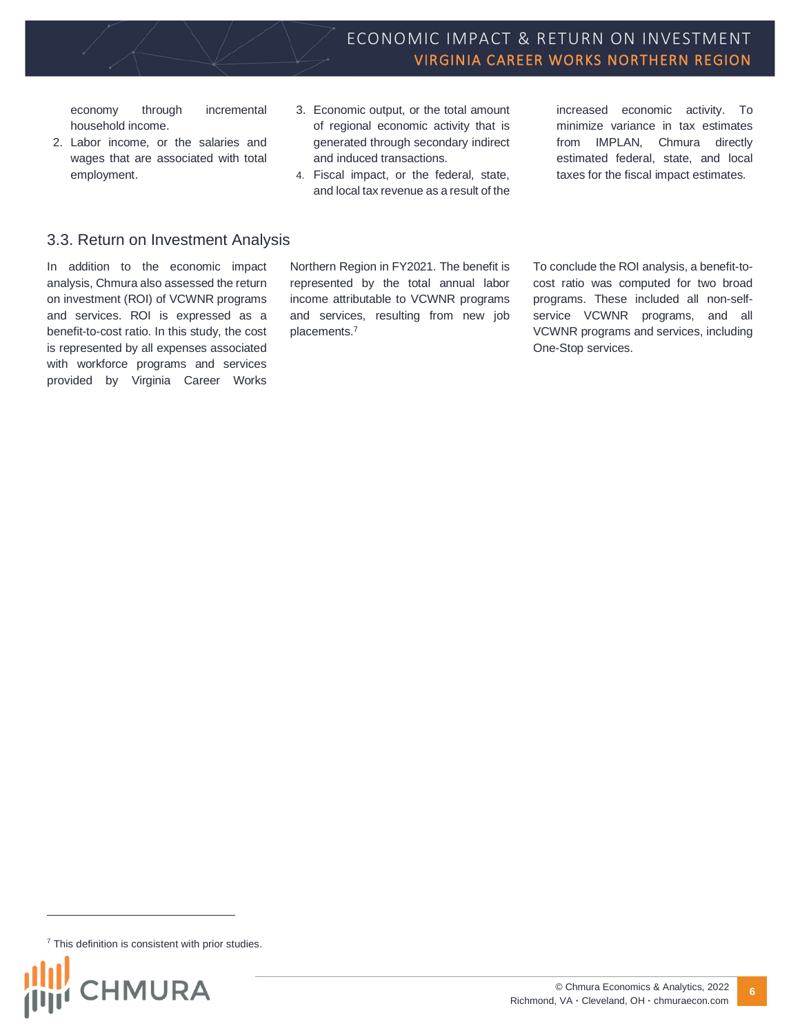economy through incremental household income.

2. Labor income, or the salaries and wages that are associated with total employment.
3. Economic output, or the total amount of regional economic activity that is generated through secondary indirect and induced transactions.
4. Fiscal impact, or the federal, state, and local tax revenue as a result of the increased economic activity. To minimize variance in tax estimates from IMPLAN, Chmura directly estimated federal, state, and local taxes for the fiscal impact estimates.

## 3.3. Return on Investment Analysis

In addition to the economic impact analysis, Chmura also assessed the return on investment (ROI) of VCWNR programs and services. ROI is expressed as a benefit-to-cost ratio. In this study, the cost is represented by all expenses associated with workforce programs and services provided by Virginia Career Works Northern Region in FY2021. The benefit is represented by the total annual labor income attributable to VCWNR programs and services, resulting from new job placements.[7]

To conclude the ROI analysis, a benefit-to-cost ratio was computed for two broad programs. These included all non-self-service VCWNR programs, and all VCWNR programs and services, including One-Stop services.

[7] This definition is consistent with prior studies.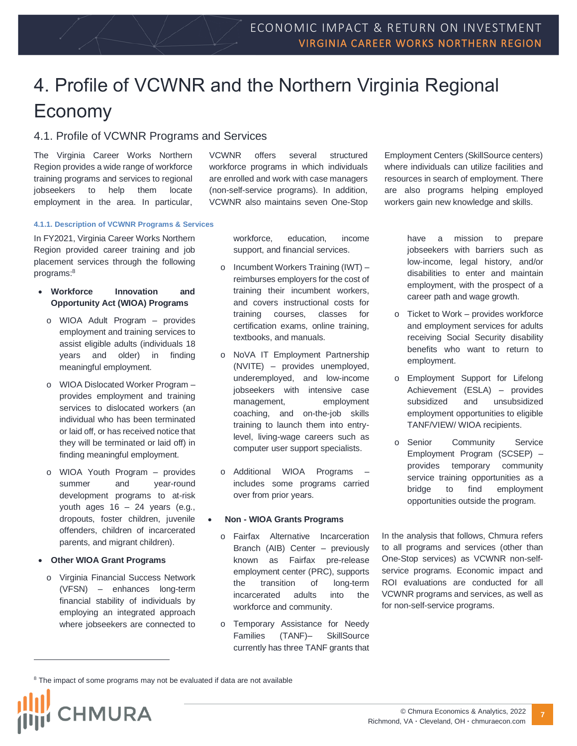# 4. Profile of VCWNR and the Northern Virginia Regional Economy

## 4.1. Profile of VCWNR Programs and Services

The Virginia Career Works Northern Region provides a wide range of workforce training programs and services to regional jobseekers to help them locate employment in the area. In particular, VCWNR offers several structured workforce programs in which individuals are enrolled and work with case managers (non-self-service programs). In addition, VCWNR also maintains seven One-Stop Employment Centers (SkillSource centers) where individuals can utilize facilities and resources in search of employment. There are also programs helping employed workers gain new knowledge and skills.

#### 4.1.1. Description of VCWNR Programs & Services

In FY2021, Virginia Career Works Northern Region provided career training and job placement services through the following programs:[8]

- **Workforce Innovation and Opportunity Act (WIOA) Programs**
  - WIOA Adult Program – provides employment and training services to assist eligible adults (individuals 18 years and older) in finding meaningful employment.
  - WIOA Dislocated Worker Program – provides employment and training services to dislocated workers (an individual who has been terminated or laid off, or has received notice that they will be terminated or laid off) in finding meaningful employment.
  - WIOA Youth Program – provides summer and year-round development programs to at-risk youth ages 16 – 24 years (e.g., dropouts, foster children, juvenile offenders, children of incarcerated parents, and migrant children).
- **Other WIOA Grant Programs**
  - Virginia Financial Success Network (VFSN) – enhances long-term financial stability of individuals by employing an integrated approach where jobseekers are connected to workforce, education, income support, and financial services.
  - Incumbent Workers Training (IWT) – reimburses employers for the cost of training their incumbent workers, and covers instructional costs for training courses, classes for certification exams, online training, textbooks, and manuals.
  - NoVA IT Employment Partnership (NVITE) – provides unemployed, underemployed, and low-income jobseekers with intensive case management, employment coaching, and on-the-job skills training to launch them into entry-level, living-wage careers such as computer user support specialists.
  - Additional WIOA Programs – includes some programs carried over from prior years.
- **Non - WIOA Grants Programs**
  - Fairfax Alternative Incarceration Branch (AIB) Center – previously known as Fairfax pre-release employment center (PRC), supports the transition of long-term incarcerated adults into the workforce and community.
  - Temporary Assistance for Needy Families (TANF)– SkillSource currently has three TANF grants that have a mission to prepare jobseekers with barriers such as low-income, legal history, and/or disabilities to enter and maintain employment, with the prospect of a career path and wage growth.
  - Ticket to Work – provides workforce and employment services for adults receiving Social Security disability benefits who want to return to employment.
  - Employment Support for Lifelong Achievement (ESLA) – provides subsidized and unsubsidized employment opportunities to eligible TANF/VIEW/ WIOA recipients.
  - Senior Community Service Employment Program (SCSEP) – provides temporary community service training opportunities as a bridge to find employment opportunities outside the program.

In the analysis that follows, Chmura refers to all programs and services (other than One-Stop services) as VCWNR non-self-service programs. Economic impact and ROI evaluations are conducted for all VCWNR programs and services, as well as for non-self-service programs.

[8] The impact of some programs may not be evaluated if data are not available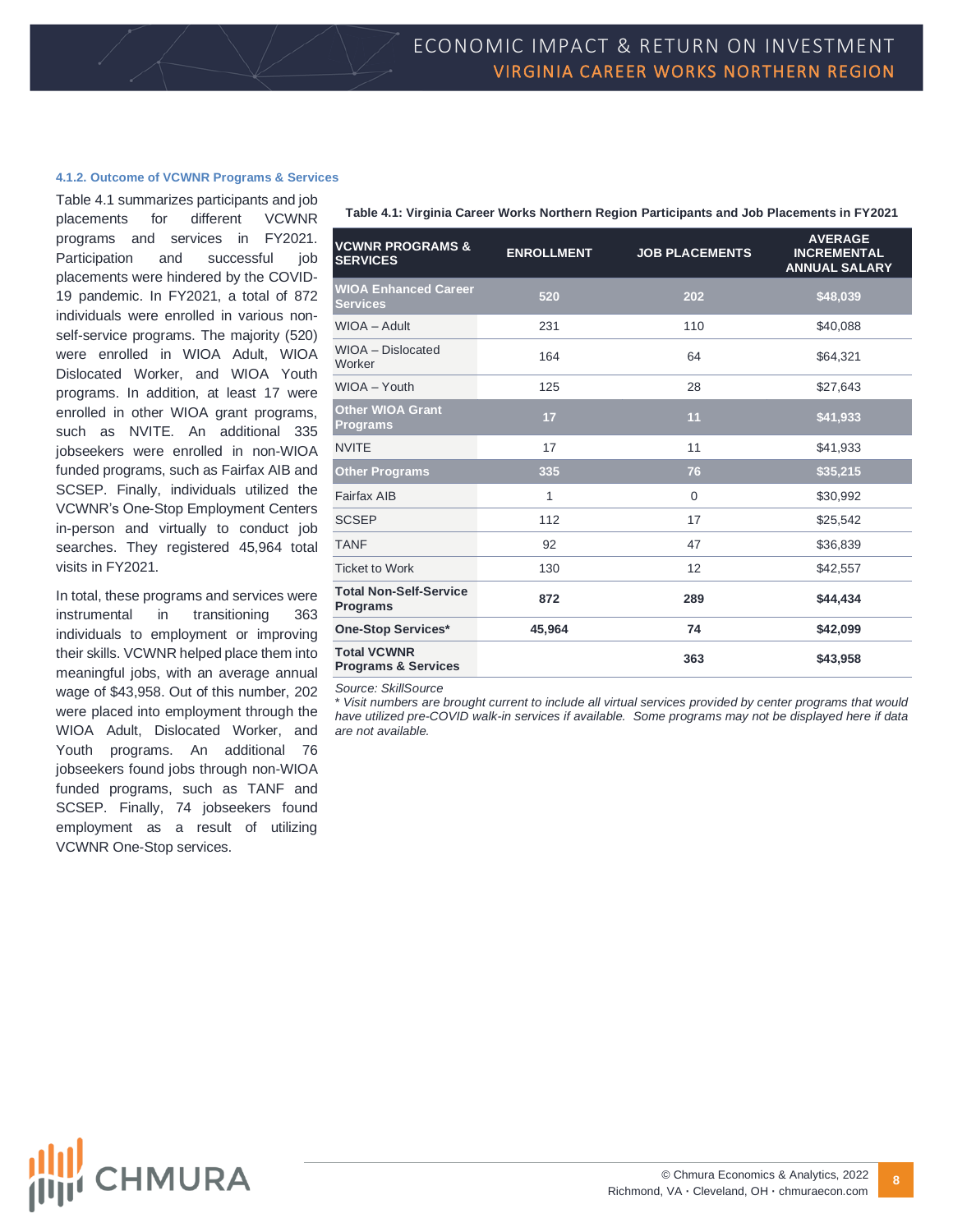#### 4.1.2. Outcome of VCWNR Programs & Services

Table 4.1 summarizes participants and job placements for different VCWNR programs and services in FY2021. Participation and successful job placements were hindered by the COVID-19 pandemic. In FY2021, a total of 872 individuals were enrolled in various non-self-service programs. The majority (520) were enrolled in WIOA Adult, WIOA Dislocated Worker, and WIOA Youth programs. In addition, at least 17 were enrolled in other WIOA grant programs, such as NVITE. An additional 335 jobseekers were enrolled in non-WIOA funded programs, such as Fairfax AIB and SCSEP. Finally, individuals utilized the VCWNR's One-Stop Employment Centers in-person and virtually to conduct job searches. They registered 45,964 total visits in FY2021.

In total, these programs and services were instrumental in transitioning 363 individuals to employment or improving their skills. VCWNR helped place them into meaningful jobs, with an average annual wage of $43,958. Out of this number, 202 were placed into employment through the WIOA Adult, Dislocated Worker, and Youth programs. An additional 76 jobseekers found jobs through non-WIOA funded programs, such as TANF and SCSEP. Finally, 74 jobseekers found employment as a result of utilizing VCWNR One-Stop services.

**Table 4.1: Virginia Career Works Northern Region Participants and Job Placements in FY2021**

| VCWNR PROGRAMS & SERVICES | ENROLLMENT | JOB PLACEMENTS | AVERAGE INCREMENTAL ANNUAL SALARY |
|---|---|---|---|
| **WIOA Enhanced Career Services** | **520** | **202** | **$48,039** |
| WIOA – Adult | 231 | 110 | $40,088 |
| WIOA – Dislocated Worker | 164 | 64 | $64,321 |
| WIOA – Youth | 125 | 28 | $27,643 |
| **Other WIOA Grant Programs** | **17** | **11** | **$41,933** |
| NVITE | 17 | 11 | $41,933 |
| **Other Programs** | **335** | **76** | **$35,215** |
| Fairfax AIB | 1 | 0 | $30,992 |
| SCSEP | 112 | 17 | $25,542 |
| TANF | 92 | 47 | $36,839 |
| Ticket to Work | 130 | 12 | $42,557 |
| **Total Non-Self-Service Programs** | **872** | **289** | **$44,434** |
| **One-Stop Services*** | **45,964** | **74** | **$42,099** |
| **Total VCWNR Programs & Services** | | **363** | **$43,958** |

*Source: SkillSource*

*\* Visit numbers are brought current to include all virtual services provided by center programs that would have utilized pre-COVID walk-in services if available. Some programs may not be displayed here if data are not available.*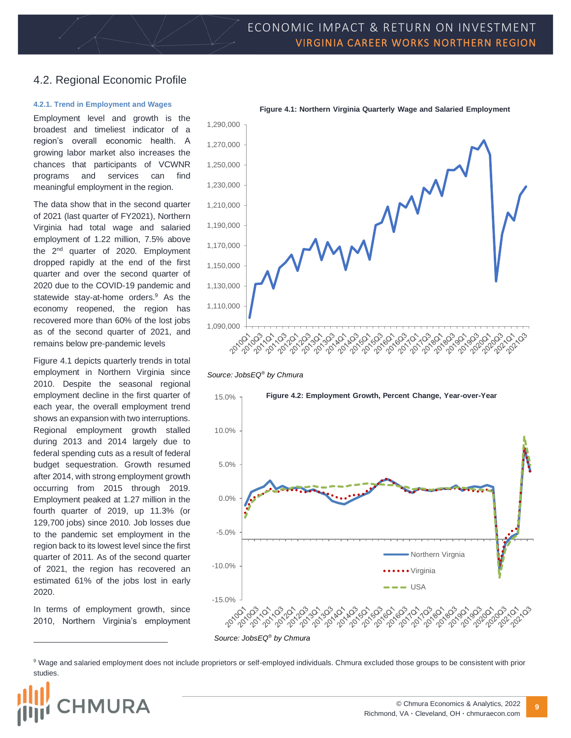## 4.2. Regional Economic Profile

#### 4.2.1. Trend in Employment and Wages

Employment level and growth is the broadest and timeliest indicator of a region's overall economic health. A growing labor market also increases the chances that participants of VCWNR programs and services can find meaningful employment in the region.

The data show that in the second quarter of 2021 (last quarter of FY2021), Northern Virginia had total wage and salaried employment of 1.22 million, 7.5% above the 2nd quarter of 2020. Employment dropped rapidly at the end of the first quarter and over the second quarter of 2020 due to the COVID-19 pandemic and statewide stay-at-home orders.[9] As the economy reopened, the region has recovered more than 60% of the lost jobs as of the second quarter of 2021, and remains below pre-pandemic levels

Figure 4.1 depicts quarterly trends in total employment in Northern Virginia since 2010. Despite the seasonal regional employment decline in the first quarter of each year, the overall employment trend shows an expansion with two interruptions. Regional employment growth stalled during 2013 and 2014 largely due to federal spending cuts as a result of federal budget sequestration. Growth resumed after 2014, with strong employment growth occurring from 2015 through 2019. Employment peaked at 1.27 million in the fourth quarter of 2019, up 11.3% (or 129,700 jobs) since 2010. Job losses due to the pandemic set employment in the region back to its lowest level since the first quarter of 2011. As of the second quarter of 2021, the region has recovered an estimated 61% of the jobs lost in early 2020.

In terms of employment growth, since 2010, Northern Virginia's employment

**Figure 4.1: Northern Virginia Quarterly Wage and Salaried Employment**

*Source: JobsEQ® by Chmura*

**Figure 4.2: Employment Growth, Percent Change, Year-over-Year**

*Source: JobsEQ® by Chmura*

[9] Wage and salaried employment does not include proprietors or self-employed individuals. Chmura excluded those groups to be consistent with prior studies.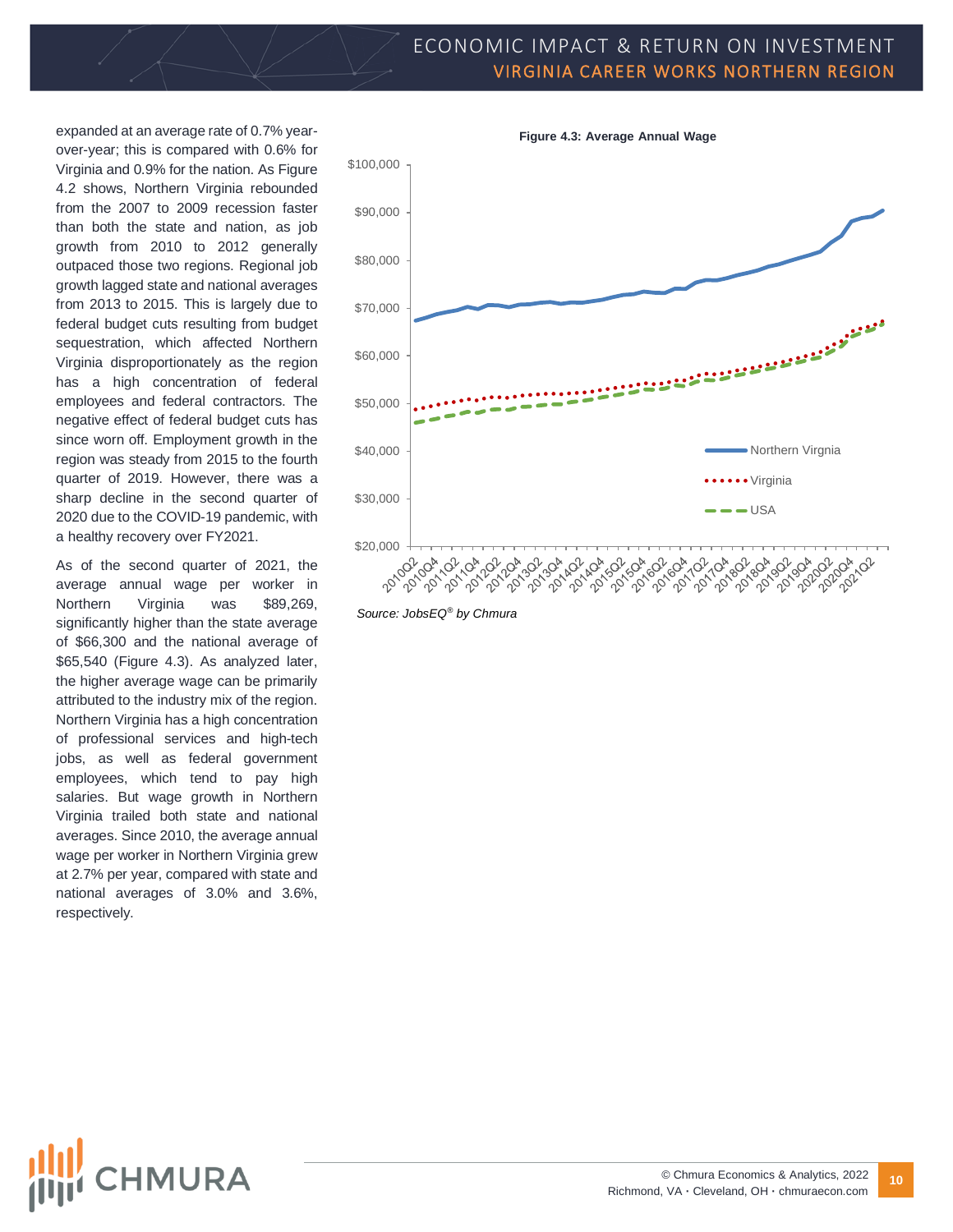expanded at an average rate of 0.7% year-over-year; this is compared with 0.6% for Virginia and 0.9% for the nation. As Figure 4.2 shows, Northern Virginia rebounded from the 2007 to 2009 recession faster than both the state and nation, as job growth from 2010 to 2012 generally outpaced those two regions. Regional job growth lagged state and national averages from 2013 to 2015. This is largely due to federal budget cuts resulting from budget sequestration, which affected Northern Virginia disproportionately as the region has a high concentration of federal employees and federal contractors. The negative effect of federal budget cuts has since worn off. Employment growth in the region was steady from 2015 to the fourth quarter of 2019. However, there was a sharp decline in the second quarter of 2020 due to the COVID-19 pandemic, with a healthy recovery over FY2021.

As of the second quarter of 2021, the average annual wage per worker in Northern Virginia was $89,269, significantly higher than the state average of $66,300 and the national average of $65,540 (Figure 4.3). As analyzed later, the higher average wage can be primarily attributed to the industry mix of the region. Northern Virginia has a high concentration of professional services and high-tech jobs, as well as federal government employees, which tend to pay high salaries. But wage growth in Northern Virginia trailed both state and national averages. Since 2010, the average annual wage per worker in Northern Virginia grew at 2.7% per year, compared with state and national averages of 3.0% and 3.6%, respectively.

**Figure 4.3: Average Annual Wage**

*Source: JobsEQ® by Chmura*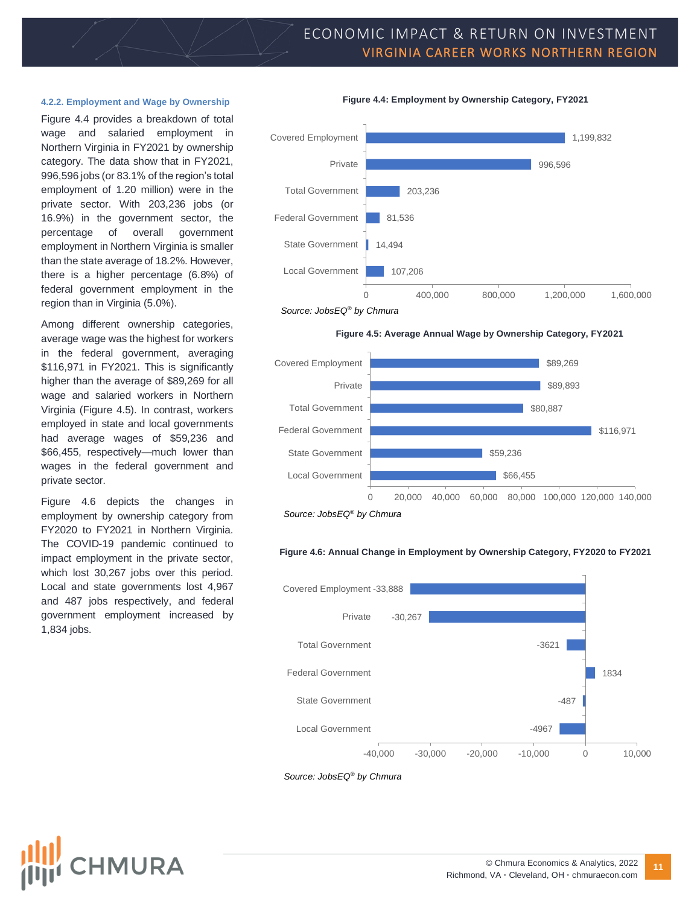### 4.2.2. Employment and Wage by Ownership

Figure 4.4 provides a breakdown of total wage and salaried employment in Northern Virginia in FY2021 by ownership category. The data show that in FY2021, 996,596 jobs (or 83.1% of the region's total employment of 1.20 million) were in the private sector. With 203,236 jobs (or 16.9%) in the government sector, the percentage of overall government employment in Northern Virginia is smaller than the state average of 18.2%. However, there is a higher percentage (6.8%) of federal government employment in the region than in Virginia (5.0%).

Among different ownership categories, average wage was the highest for workers in the federal government, averaging $116,971 in FY2021. This is significantly higher than the average of $89,269 for all wage and salaried workers in Northern Virginia (Figure 4.5). In contrast, workers employed in state and local governments had average wages of $59,236 and $66,455, respectively—much lower than wages in the federal government and private sector.

Figure 4.6 depicts the changes in employment by ownership category from FY2020 to FY2021 in Northern Virginia. The COVID-19 pandemic continued to impact employment in the private sector, which lost 30,267 jobs over this period. Local and state governments lost 4,967 and 487 jobs respectively, and federal government employment increased by 1,834 jobs.

**Figure 4.4: Employment by Ownership Category, FY2021**

| Category | Employment |
|---|---|
| Covered Employment | 1,199,832 |
| Private | 996,596 |
| Total Government | 203,236 |
| Federal Government | 81,536 |
| State Government | 14,494 |
| Local Government | 107,206 |

*Source: JobsEQ® by Chmura*

**Figure 4.5: Average Annual Wage by Ownership Category, FY2021**

| Category | Average Annual Wage |
|---|---|
| Covered Employment | $89,269 |
| Private | $89,893 |
| Total Government | $80,887 |
| Federal Government | $116,971 |
| State Government | $59,236 |
| Local Government | $66,455 |

*Source: JobsEQ® by Chmura*

**Figure 4.6: Annual Change in Employment by Ownership Category, FY2020 to FY2021**

| Category | Change |
|---|---|
| Covered Employment | -33,888 |
| Private | -30,267 |
| Total Government | -3621 |
| Federal Government | 1834 |
| State Government | -487 |
| Local Government | -4967 |

*Source: JobsEQ® by Chmura*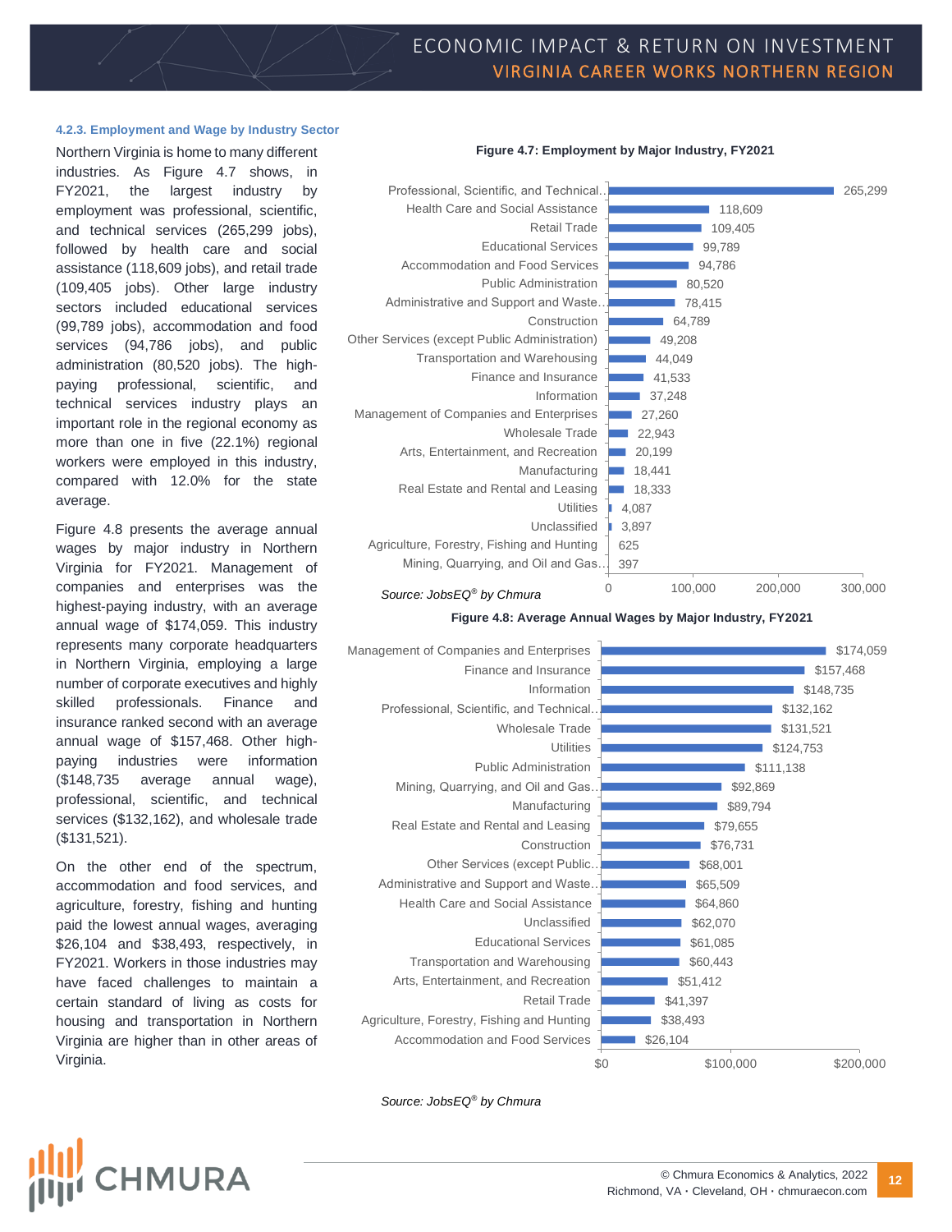#### 4.2.3. Employment and Wage by Industry Sector

Northern Virginia is home to many different industries. As Figure 4.7 shows, in FY2021, the largest industry by employment was professional, scientific, and technical services (265,299 jobs), followed by health care and social assistance (118,609 jobs), and retail trade (109,405 jobs). Other large industry sectors included educational services (99,789 jobs), accommodation and food services (94,786 jobs), and public administration (80,520 jobs). The high-paying professional, scientific, and technical services industry plays an important role in the regional economy as more than one in five (22.1%) regional workers were employed in this industry, compared with 12.0% for the state average.

Figure 4.8 presents the average annual wages by major industry in Northern Virginia for FY2021. Management of companies and enterprises was the highest-paying industry, with an average annual wage of $174,059. This industry represents many corporate headquarters in Northern Virginia, employing a large number of corporate executives and highly skilled professionals. Finance and insurance ranked second with an average annual wage of $157,468. Other high-paying industries were information ($148,735 average annual wage), professional, scientific, and technical services ($132,162), and wholesale trade ($131,521).

On the other end of the spectrum, accommodation and food services, and agriculture, forestry, fishing and hunting paid the lowest annual wages, averaging $26,104 and $38,493, respectively, in FY2021. Workers in those industries may have faced challenges to maintain a certain standard of living as costs for housing and transportation in Northern Virginia are higher than in other areas of Virginia.

**Figure 4.7: Employment by Major Industry, FY2021**

| Industry | Employment |
|---|---|
| Professional, Scientific, and Technical.. | 265,299 |
| Health Care and Social Assistance | 118,609 |
| Retail Trade | 109,405 |
| Educational Services | 99,789 |
| Accommodation and Food Services | 94,786 |
| Public Administration | 80,520 |
| Administrative and Support and Waste.. | 78,415 |
| Construction | 64,789 |
| Other Services (except Public Administration) | 49,208 |
| Transportation and Warehousing | 44,049 |
| Finance and Insurance | 41,533 |
| Information | 37,248 |
| Management of Companies and Enterprises | 27,260 |
| Wholesale Trade | 22,943 |
| Arts, Entertainment, and Recreation | 20,199 |
| Manufacturing | 18,441 |
| Real Estate and Rental and Leasing | 18,333 |
| Utilities | 4,087 |
| Unclassified | 3,897 |
| Agriculture, Forestry, Fishing and Hunting | 625 |
| Mining, Quarrying, and Oil and Gas.. | 397 |

*Source: JobsEQ® by Chmura*

**Figure 4.8: Average Annual Wages by Major Industry, FY2021**

| Industry | Average Annual Wage |
|---|---|
| Management of Companies and Enterprises | $174,059 |
| Finance and Insurance | $157,468 |
| Information | $148,735 |
| Professional, Scientific, and Technical.. | $132,162 |
| Wholesale Trade | $131,521 |
| Utilities | $124,753 |
| Public Administration | $111,138 |
| Mining, Quarrying, and Oil and Gas.. | $92,869 |
| Manufacturing | $89,794 |
| Real Estate and Rental and Leasing | $79,655 |
| Construction | $76,731 |
| Other Services (except Public.. | $68,001 |
| Administrative and Support and Waste.. | $65,509 |
| Health Care and Social Assistance | $64,860 |
| Unclassified | $62,070 |
| Educational Services | $61,085 |
| Transportation and Warehousing | $60,443 |
| Arts, Entertainment, and Recreation | $51,412 |
| Retail Trade | $41,397 |
| Agriculture, Forestry, Fishing and Hunting | $38,493 |
| Accommodation and Food Services | $26,104 |

*Source: JobsEQ® by Chmura*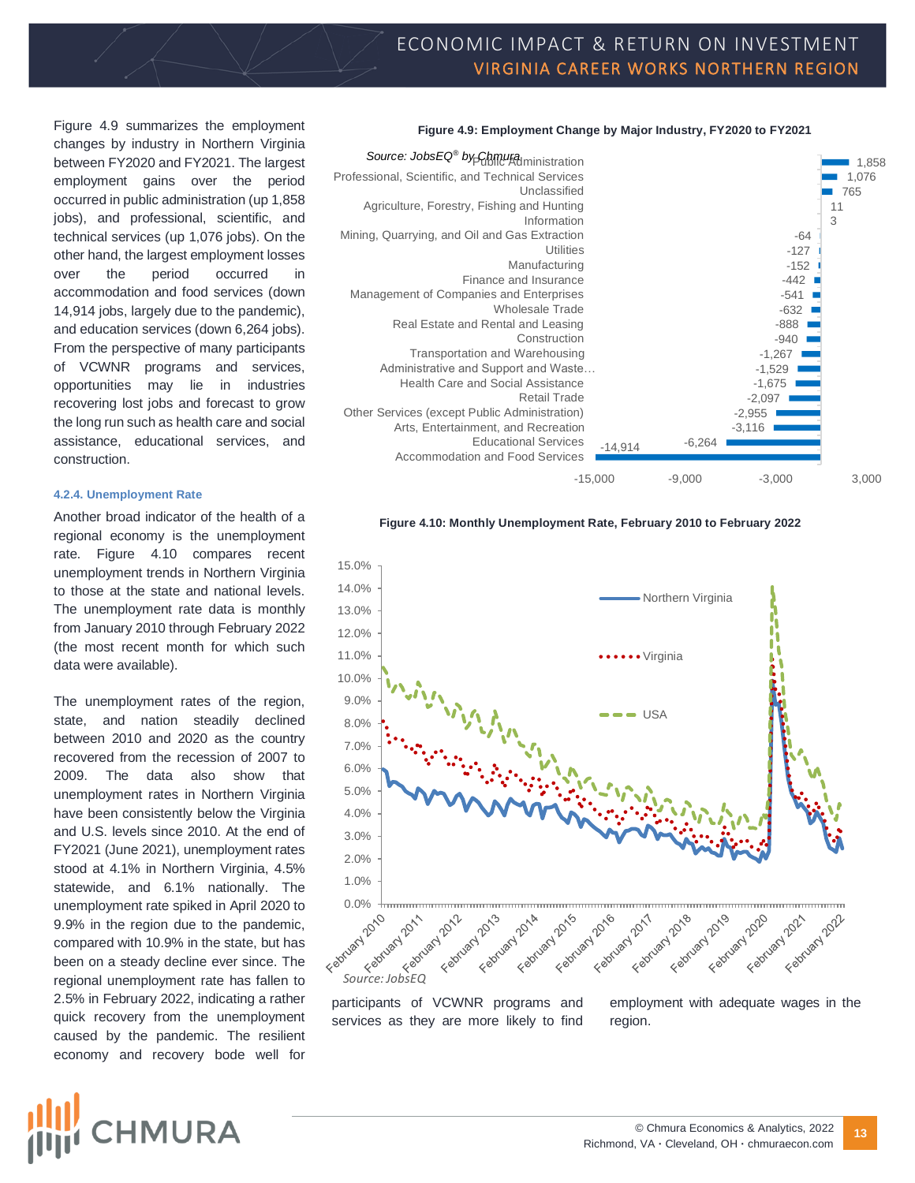Figure 4.9 summarizes the employment changes by industry in Northern Virginia between FY2020 and FY2021. The largest employment gains over the period occurred in public administration (up 1,858 jobs), and professional, scientific, and technical services (up 1,076 jobs). On the other hand, the largest employment losses over the period occurred in accommodation and food services (down 14,914 jobs, largely due to the pandemic), and education services (down 6,264 jobs). From the perspective of many participants of VCWNR programs and services, opportunities may lie in industries recovering lost jobs and forecast to grow the long run such as health care and social assistance, educational services, and construction.

**Figure 4.9: Employment Change by Major Industry, FY2020 to FY2021**

| Industry | Employment Change |
|---|---|
| Public Administration | 1,858 |
| Professional, Scientific, and Technical Services | 1,076 |
| Unclassified | 765 |
| Agriculture, Forestry, Fishing and Hunting | 11 |
| Information | 3 |
| Mining, Quarrying, and Oil and Gas Extraction | -64 |
| Utilities | -127 |
| Manufacturing | -152 |
| Finance and Insurance | -442 |
| Management of Companies and Enterprises | -541 |
| Wholesale Trade | -632 |
| Real Estate and Rental and Leasing | -888 |
| Construction | -940 |
| Transportation and Warehousing | -1,267 |
| Administrative and Support and Waste… | -1,529 |
| Health Care and Social Assistance | -1,675 |
| Retail Trade | -2,097 |
| Other Services (except Public Administration) | -2,955 |
| Arts, Entertainment, and Recreation | -3,116 |
| Educational Services | -6,264 |
| Accommodation and Food Services | -14,914 |

*Source: JobsEQ® by Chmura*

#### 4.2.4. Unemployment Rate

Another broad indicator of the health of a regional economy is the unemployment rate. Figure 4.10 compares recent unemployment trends in Northern Virginia to those at the state and national levels. The unemployment rate data is monthly from January 2010 through February 2022 (the most recent month for which such data were available).

The unemployment rates of the region, state, and nation steadily declined between 2010 and 2020 as the country recovered from the recession of 2007 to 2009. The data also show that unemployment rates in Northern Virginia have been consistently below the Virginia and U.S. levels since 2010. At the end of FY2021 (June 2021), unemployment rates stood at 4.1% in Northern Virginia, 4.5% statewide, and 6.1% nationally. The unemployment rate spiked in April 2020 to 9.9% in the region due to the pandemic, compared with 10.9% in the state, but has been on a steady decline ever since. The regional unemployment rate has fallen to 2.5% in February 2022, indicating a rather quick recovery from the unemployment caused by the pandemic. The resilient economy and recovery bode well for participants of VCWNR programs and services as they are more likely to find employment with adequate wages in the region.

**Figure 4.10: Monthly Unemployment Rate, February 2010 to February 2022**

*Source: JobsEQ*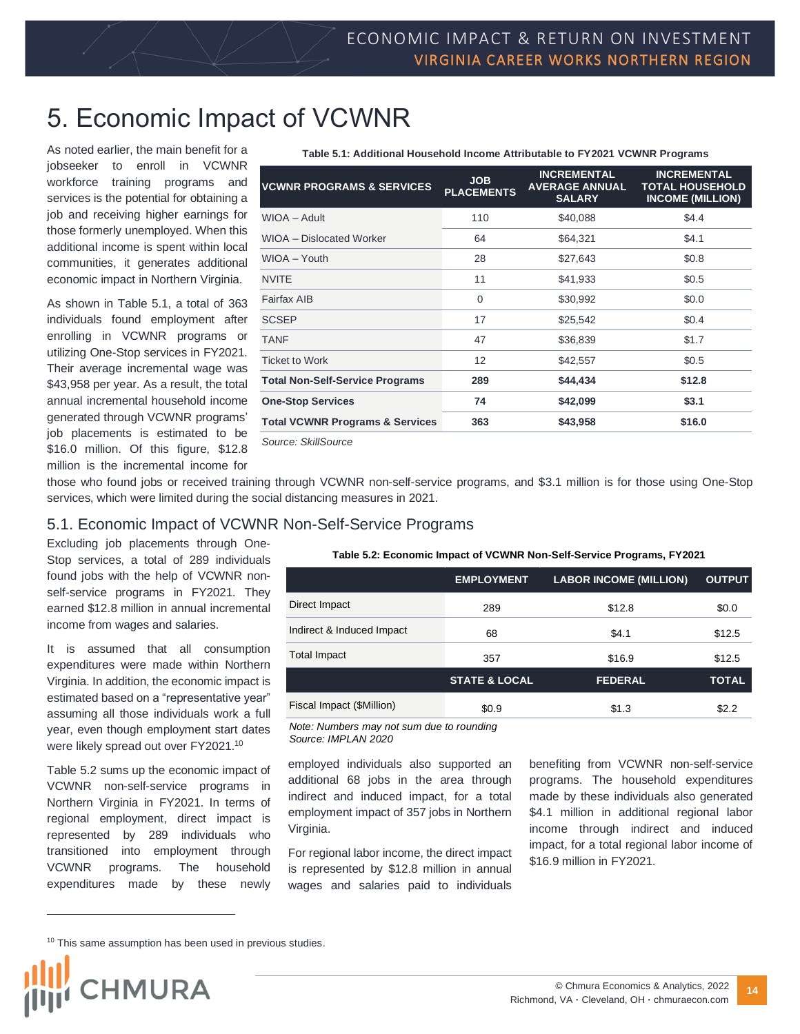# 5. Economic Impact of VCWNR

As noted earlier, the main benefit for a jobseeker to enroll in VCWNR workforce training programs and services is the potential for obtaining a job and receiving higher earnings for those formerly unemployed. When this additional income is spent within local communities, it generates additional economic impact in Northern Virginia.

As shown in Table 5.1, a total of 363 individuals found employment after enrolling in VCWNR programs or utilizing One-Stop services in FY2021. Their average incremental wage was $43,958 per year. As a result, the total annual incremental household income generated through VCWNR programs' job placements is estimated to be $16.0 million. Of this figure, $12.8 million is the incremental income for those who found jobs or received training through VCWNR non-self-service programs, and $3.1 million is for those using One-Stop services, which were limited during the social distancing measures in 2021.

**Table 5.1: Additional Household Income Attributable to FY2021 VCWNR Programs**

| VCWNR PROGRAMS & SERVICES | JOB PLACEMENTS | INCREMENTAL AVERAGE ANNUAL SALARY | INCREMENTAL TOTAL HOUSEHOLD INCOME (MILLION) |
|---|---|---|---|
| WIOA – Adult | 110 | $40,088 | $4.4 |
| WIOA – Dislocated Worker | 64 | $64,321 | $4.1 |
| WIOA – Youth | 28 | $27,643 | $0.8 |
| NVITE | 11 | $41,933 | $0.5 |
| Fairfax AIB | 0 | $30,992 | $0.0 |
| SCSEP | 17 | $25,542 | $0.4 |
| TANF | 47 | $36,839 | $1.7 |
| Ticket to Work | 12 | $42,557 | $0.5 |
| **Total Non-Self-Service Programs** | **289** | **$44,434** | **$12.8** |
| **One-Stop Services** | **74** | **$42,099** | **$3.1** |
| **Total VCWNR Programs & Services** | **363** | **$43,958** | **$16.0** |

*Source: SkillSource*

## 5.1. Economic Impact of VCWNR Non-Self-Service Programs

Excluding job placements through One-Stop services, a total of 289 individuals found jobs with the help of VCWNR non-self-service programs in FY2021. They earned $12.8 million in annual incremental income from wages and salaries.

It is assumed that all consumption expenditures were made within Northern Virginia. In addition, the economic impact is estimated based on a "representative year" assuming all those individuals work a full year, even though employment start dates were likely spread out over FY2021.[10]

**Table 5.2: Economic Impact of VCWNR Non-Self-Service Programs, FY2021**

| | EMPLOYMENT | LABOR INCOME (MILLION) | OUTPUT |
|---|---|---|---|
| Direct Impact | 289 | $12.8 | $0.0 |
| Indirect & Induced Impact | 68 | $4.1 | $12.5 |
| Total Impact | 357 | $16.9 | $12.5 |
| | **STATE & LOCAL** | **FEDERAL** | **TOTAL** |
| Fiscal Impact ($Million) | $0.9 | $1.3 | $2.2 |

*Note: Numbers may not sum due to rounding*
*Source: IMPLAN 2020*

Table 5.2 sums up the economic impact of VCWNR non-self-service programs in Northern Virginia in FY2021. In terms of regional employment, direct impact is represented by 289 individuals who transitioned into employment through VCWNR programs. The household expenditures made by these newly employed individuals also supported an additional 68 jobs in the area through indirect and induced impact, for a total employment impact of 357 jobs in Northern Virginia.

For regional labor income, the direct impact is represented by $12.8 million in annual wages and salaries paid to individuals benefiting from VCWNR non-self-service programs. The household expenditures made by these individuals also generated $4.1 million in additional regional labor income through indirect and induced impact, for a total regional labor income of $16.9 million in FY2021.

[10] This same assumption has been used in previous studies.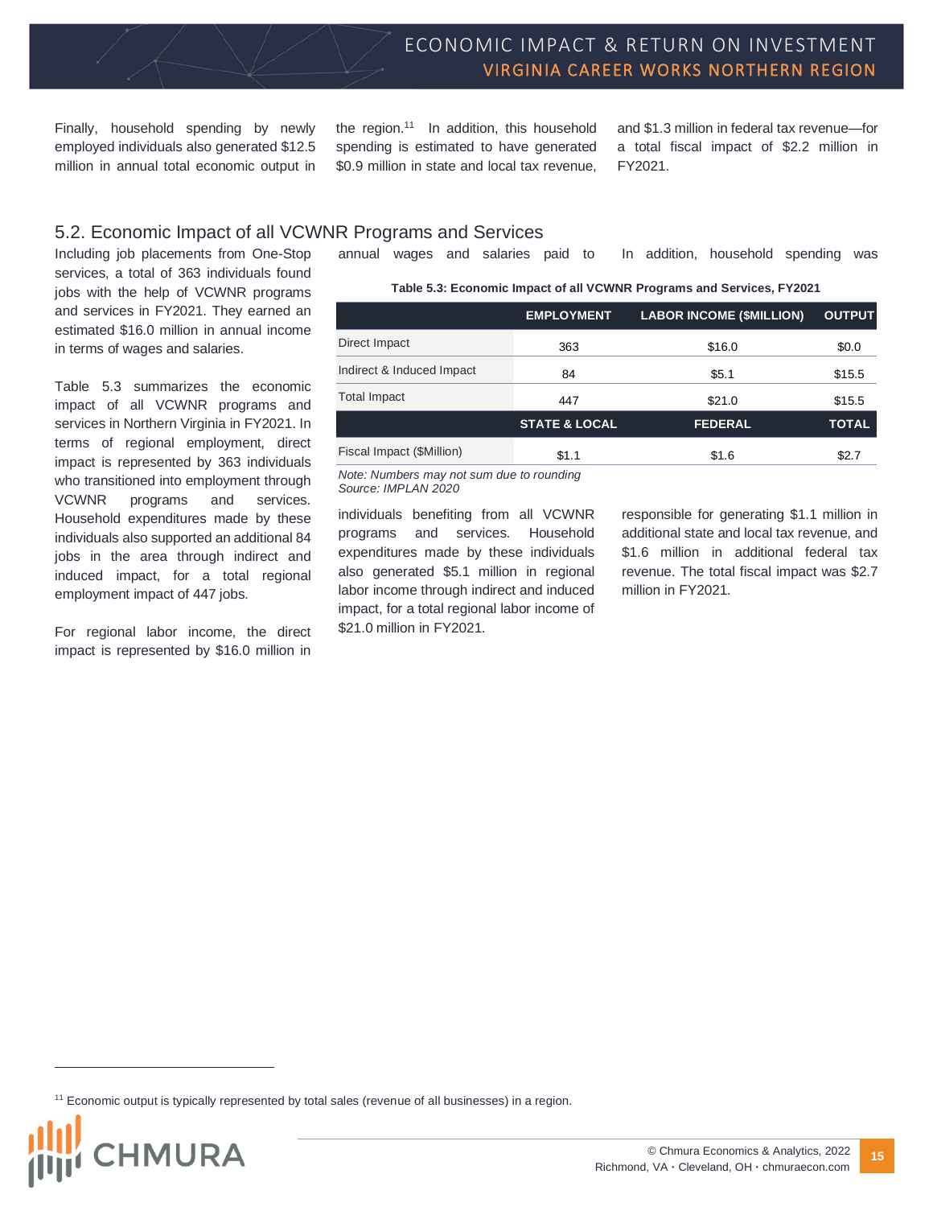Finally, household spending by newly employed individuals also generated $12.5 million in annual total economic output in the region.[11] In addition, this household spending is estimated to have generated $0.9 million in state and local tax revenue, and $1.3 million in federal tax revenue—for a total fiscal impact of $2.2 million in FY2021.

## 5.2. Economic Impact of all VCWNR Programs and Services

Including job placements from One-Stop services, a total of 363 individuals found jobs with the help of VCWNR programs and services in FY2021. They earned an estimated $16.0 million in annual income in terms of wages and salaries.

Table 5.3 summarizes the economic impact of all VCWNR programs and services in Northern Virginia in FY2021. In terms of regional employment, direct impact is represented by 363 individuals who transitioned into employment through VCWNR programs and services. Household expenditures made by these individuals also supported an additional 84 jobs in the area through indirect and induced impact, for a total regional employment impact of 447 jobs.

For regional labor income, the direct impact is represented by $16.0 million in annual wages and salaries paid to individuals benefiting from all VCWNR programs and services. Household expenditures made by these individuals also generated $5.1 million in regional labor income through indirect and induced impact, for a total regional labor income of $21.0 million in FY2021.

In addition, household spending was responsible for generating $1.1 million in additional state and local tax revenue, and $1.6 million in additional federal tax revenue. The total fiscal impact was $2.7 million in FY2021.

**Table 5.3: Economic Impact of all VCWNR Programs and Services, FY2021**

| | EMPLOYMENT | LABOR INCOME ($MILLION) | OUTPUT |
|---|---|---|---|
| Direct Impact | 363 | $16.0 | $0.0 |
| Indirect & Induced Impact | 84 | $5.1 | $15.5 |
| Total Impact | 447 | $21.0 | $15.5 |
| | **STATE & LOCAL** | **FEDERAL** | **TOTAL** |
| Fiscal Impact ($Million) | $1.1 | $1.6 | $2.7 |

*Note: Numbers may not sum due to rounding*
*Source: IMPLAN 2020*

[11] Economic output is typically represented by total sales (revenue of all businesses) in a region.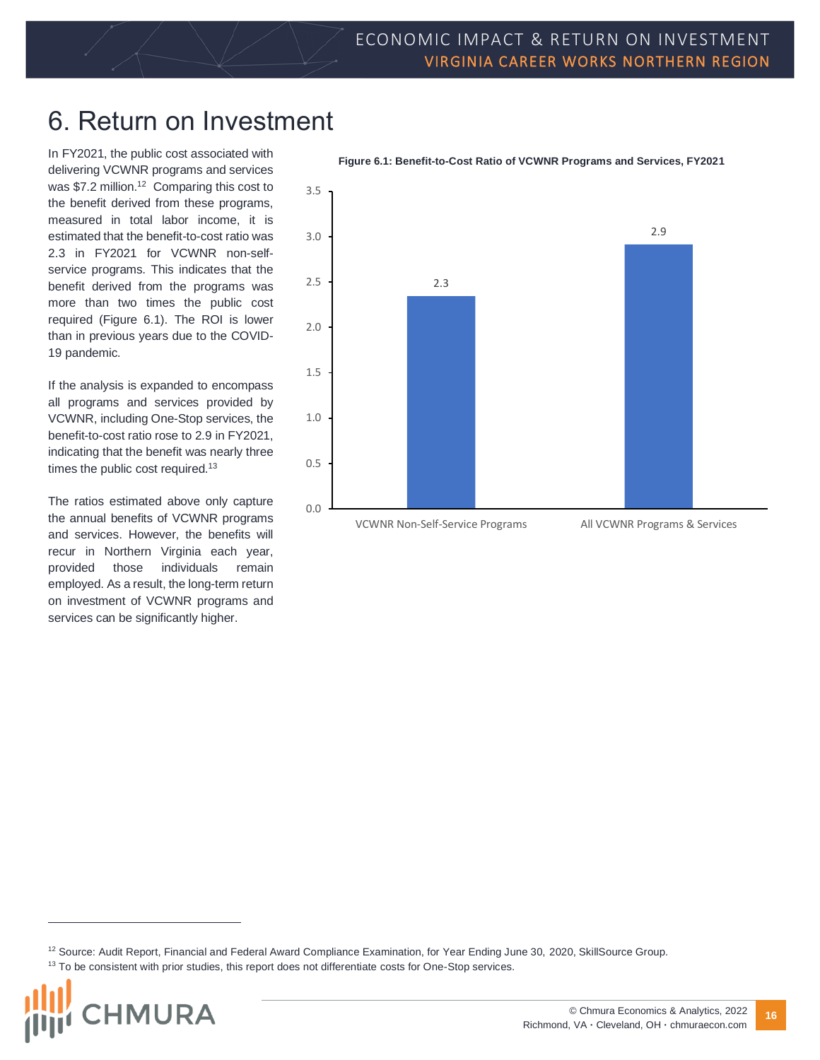# 6. Return on Investment

In FY2021, the public cost associated with delivering VCWNR programs and services was $7.2 million.[12] Comparing this cost to the benefit derived from these programs, measured in total labor income, it is estimated that the benefit-to-cost ratio was 2.3 in FY2021 for VCWNR non-self-service programs. This indicates that the benefit derived from the programs was more than two times the public cost required (Figure 6.1). The ROI is lower than in previous years due to the COVID-19 pandemic.

If the analysis is expanded to encompass all programs and services provided by VCWNR, including One-Stop services, the benefit-to-cost ratio rose to 2.9 in FY2021, indicating that the benefit was nearly three times the public cost required.[13]

The ratios estimated above only capture the annual benefits of VCWNR programs and services. However, the benefits will recur in Northern Virginia each year, provided those individuals remain employed. As a result, the long-term return on investment of VCWNR programs and services can be significantly higher.

**Figure 6.1: Benefit-to-Cost Ratio of VCWNR Programs and Services, FY2021**

| Category | Benefit-to-Cost Ratio |
|---|---|
| VCWNR Non-Self-Service Programs | 2.3 |
| All VCWNR Programs & Services | 2.9 |

---

[12] Source: Audit Report, Financial and Federal Award Compliance Examination, for Year Ending June 30, 2020, SkillSource Group.

[13] To be consistent with prior studies, this report does not differentiate costs for One-Stop services.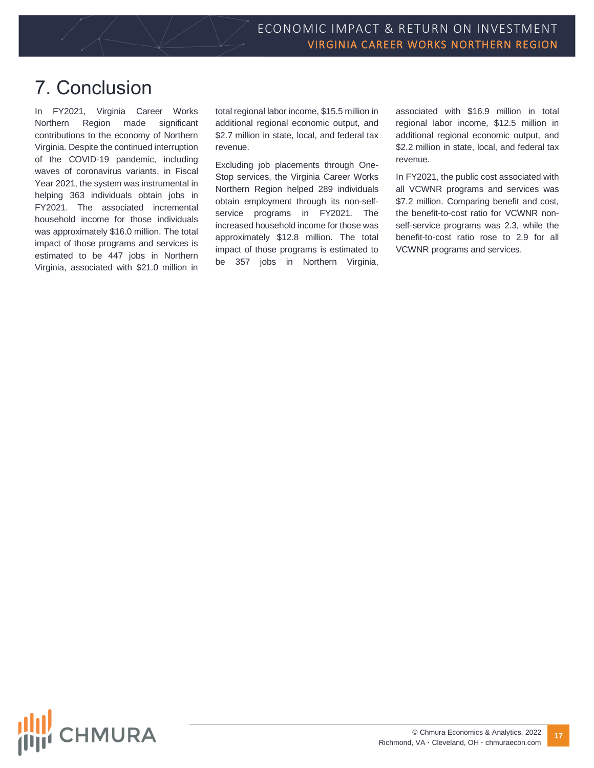# 7. Conclusion

In FY2021, Virginia Career Works Northern Region made significant contributions to the economy of Northern Virginia. Despite the continued interruption of the COVID-19 pandemic, including waves of coronavirus variants, in Fiscal Year 2021, the system was instrumental in helping 363 individuals obtain jobs in FY2021. The associated incremental household income for those individuals was approximately $16.0 million. The total impact of those programs and services is estimated to be 447 jobs in Northern Virginia, associated with $21.0 million in total regional labor income, $15.5 million in additional regional economic output, and $2.7 million in state, local, and federal tax revenue.

Excluding job placements through One-Stop services, the Virginia Career Works Northern Region helped 289 individuals obtain employment through its non-self-service programs in FY2021. The increased household income for those was approximately $12.8 million. The total impact of those programs is estimated to be 357 jobs in Northern Virginia, associated with $16.9 million in total regional labor income, $12.5 million in additional regional economic output, and $2.2 million in state, local, and federal tax revenue.

In FY2021, the public cost associated with all VCWNR programs and services was $7.2 million. Comparing benefit and cost, the benefit-to-cost ratio for VCWNR non-self-service programs was 2.3, while the benefit-to-cost ratio rose to 2.9 for all VCWNR programs and services.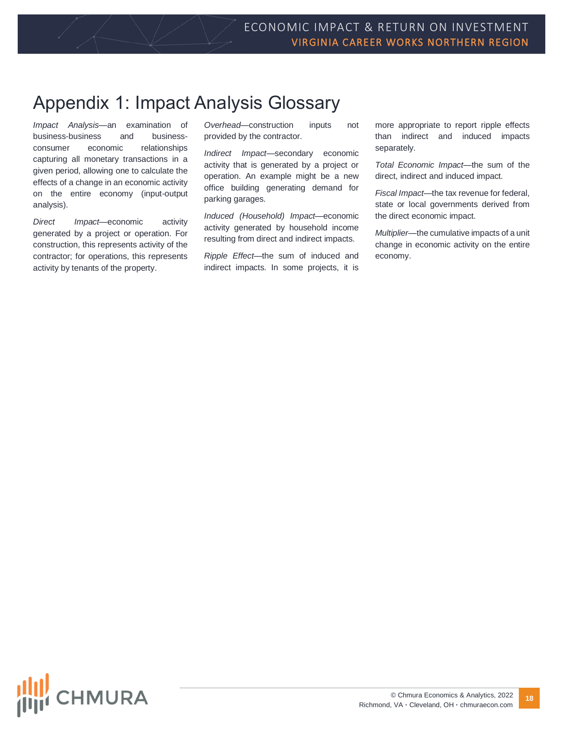# Appendix 1: Impact Analysis Glossary

*Impact Analysis*—an examination of business-business and business-consumer economic relationships capturing all monetary transactions in a given period, allowing one to calculate the effects of a change in an economic activity on the entire economy (input-output analysis).

*Direct Impact*—economic activity generated by a project or operation. For construction, this represents activity of the contractor; for operations, this represents activity by tenants of the property.

*Overhead*—construction inputs not provided by the contractor.

*Indirect Impact*—secondary economic activity that is generated by a project or operation. An example might be a new office building generating demand for parking garages.

*Induced (Household) Impact*—economic activity generated by household income resulting from direct and indirect impacts.

*Ripple Effect*—the sum of induced and indirect impacts. In some projects, it is more appropriate to report ripple effects than indirect and induced impacts separately.

*Total Economic Impact*—the sum of the direct, indirect and induced impact.

*Fiscal Impact*—the tax revenue for federal, state or local governments derived from the direct economic impact.

*Multiplier*—the cumulative impacts of a unit change in economic activity on the entire economy.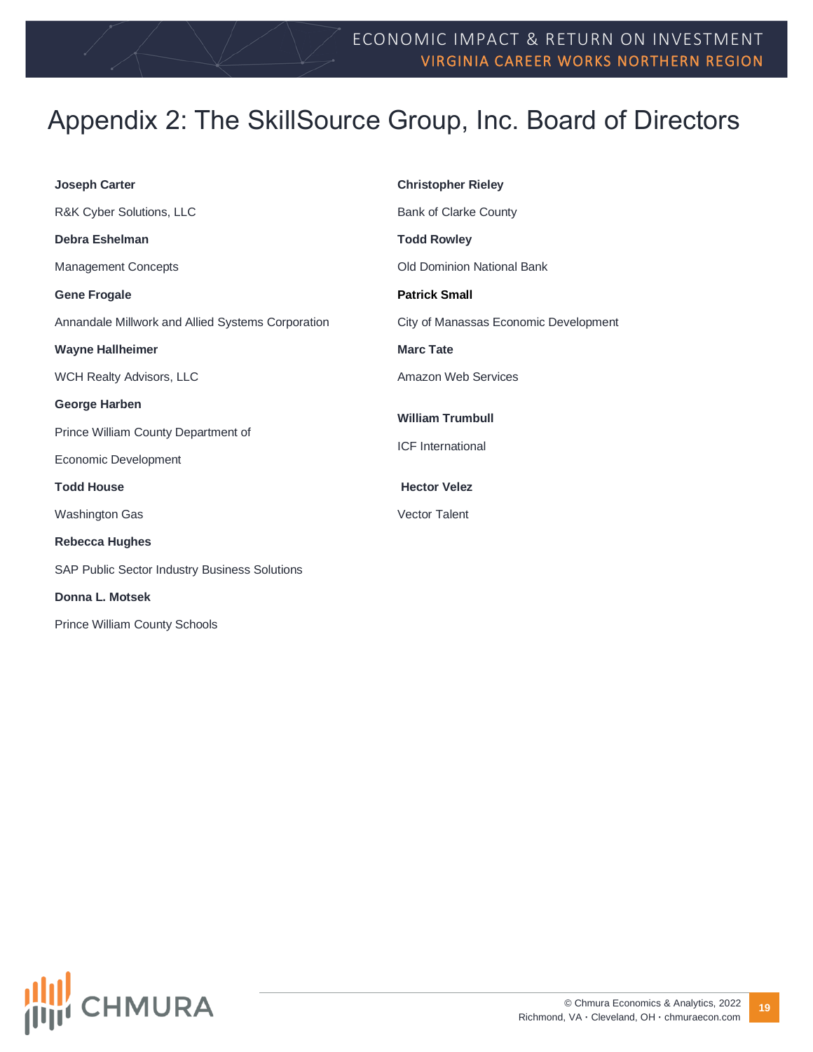# Appendix 2: The SkillSource Group, Inc. Board of Directors

**Joseph Carter**

R&K Cyber Solutions, LLC

**Debra Eshelman**

Management Concepts

**Gene Frogale**

Annandale Millwork and Allied Systems Corporation

**Wayne Hallheimer**

WCH Realty Advisors, LLC

**George Harben**

Prince William County Department of Economic Development

**Todd House**

Washington Gas

**Rebecca Hughes**

SAP Public Sector Industry Business Solutions

**Donna L. Motsek**

Prince William County Schools

**Christopher Rieley**

Bank of Clarke County

**Todd Rowley**

Old Dominion National Bank

**Patrick Small**

City of Manassas Economic Development

**Marc Tate**

Amazon Web Services

**William Trumbull**

ICF International

**Hector Velez**

Vector Talent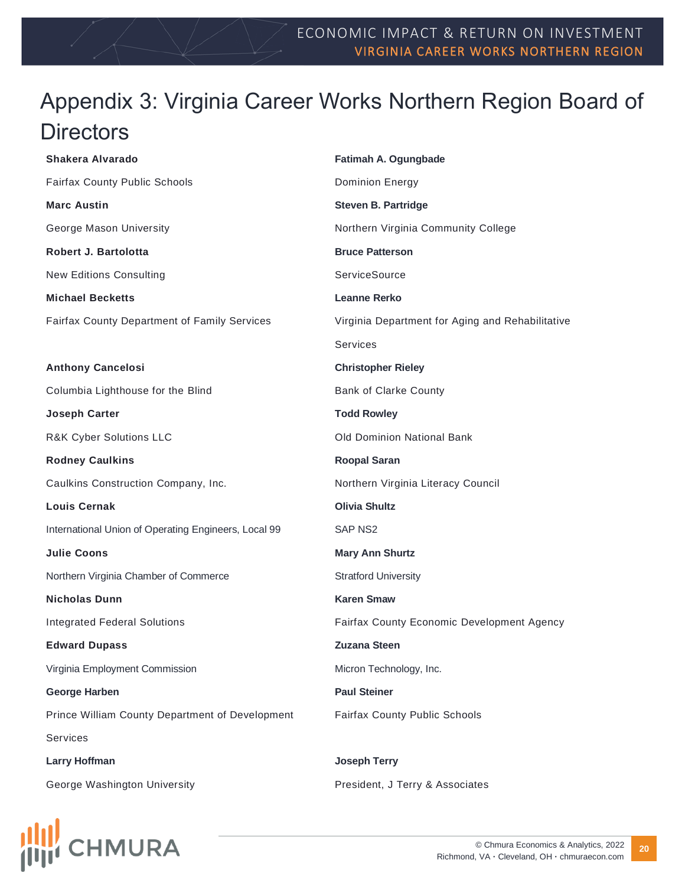# Appendix 3: Virginia Career Works Northern Region Board of Directors

**Shakera Alvarado**

Fairfax County Public Schools

**Marc Austin**

George Mason University

**Robert J. Bartolotta**

New Editions Consulting

**Michael Becketts**

Fairfax County Department of Family Services

**Anthony Cancelosi**

Columbia Lighthouse for the Blind

**Joseph Carter**

R&K Cyber Solutions LLC

**Rodney Caulkins**

Caulkins Construction Company, Inc.

**Louis Cernak**

International Union of Operating Engineers, Local 99

**Julie Coons**

Northern Virginia Chamber of Commerce

**Nicholas Dunn**

Integrated Federal Solutions

**Edward Dupass**

Virginia Employment Commission

**George Harben**

Prince William County Department of Development Services

**Larry Hoffman**

George Washington University

**Fatimah A. Ogungbade**

Dominion Energy

**Steven B. Partridge**

Northern Virginia Community College

**Bruce Patterson**

ServiceSource

**Leanne Rerko**

Virginia Department for Aging and Rehabilitative Services

**Christopher Rieley**

Bank of Clarke County

**Todd Rowley**

Old Dominion National Bank

**Roopal Saran**

Northern Virginia Literacy Council

**Olivia Shultz**

SAP NS2

**Mary Ann Shurtz**

Stratford University

**Karen Smaw**

Fairfax County Economic Development Agency

**Zuzana Steen**

Micron Technology, Inc.

**Paul Steiner**

Fairfax County Public Schools

**Joseph Terry**

President, J Terry & Associates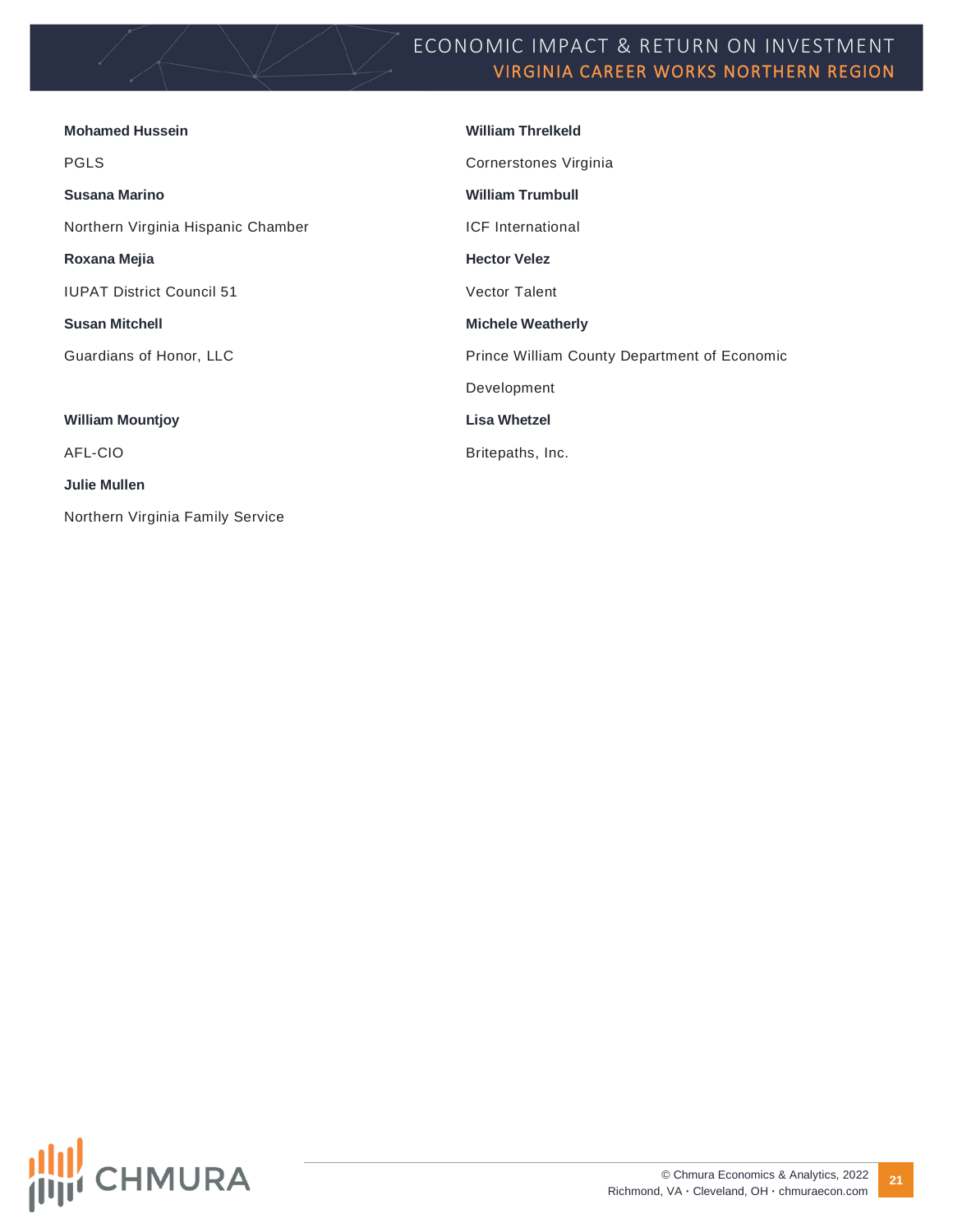**Mohamed Hussein**

PGLS

**Susana Marino**

Northern Virginia Hispanic Chamber

**Roxana Mejia**

IUPAT District Council 51

**Susan Mitchell**

Guardians of Honor, LLC

**William Mountjoy**

AFL-CIO

**Julie Mullen**

Northern Virginia Family Service

**William Threlkeld**

Cornerstones Virginia

**William Trumbull**

ICF International

**Hector Velez**

Vector Talent

**Michele Weatherly**

Prince William County Department of Economic Development

**Lisa Whetzel**

Britepaths, Inc.